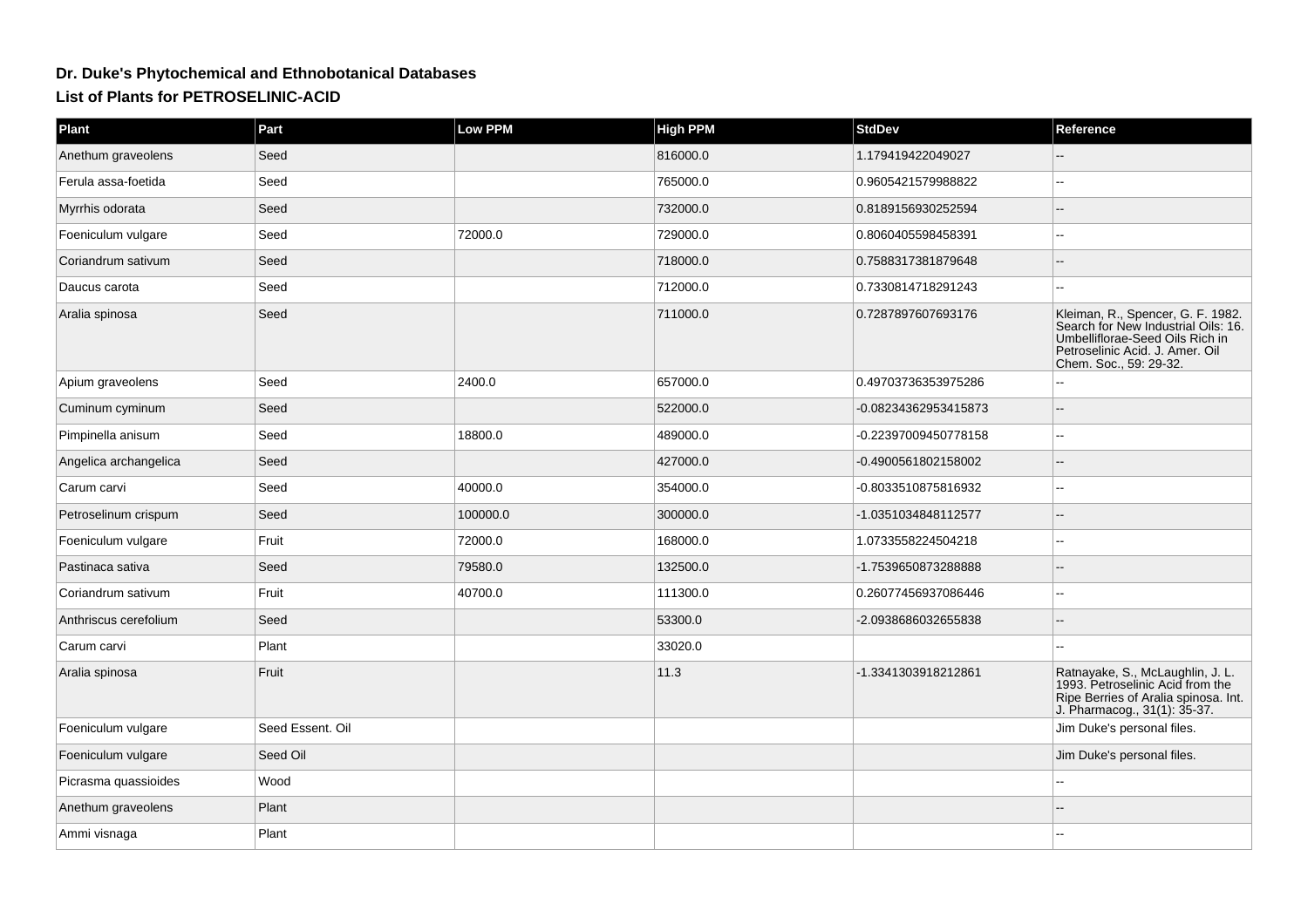# Dr. Duke's Phytochemical and Ethnobotanical Databases

## List of Plants for PETROSELINIC-ACID

| Plant | Part | Low PPM | High PPM | StdDev | Reference |
| --- | --- | --- | --- | --- | --- |
| Anethum graveolens | Seed | | 816000.0 | 1.179419422049027 | -- |
| Ferula assa-foetida | Seed | | 765000.0 | 0.9605421579988822 | -- |
| Myrrhis odorata | Seed | | 732000.0 | 0.8189156930252594 | -- |
| Foeniculum vulgare | Seed | 72000.0 | 729000.0 | 0.8060405598458391 | -- |
| Coriandrum sativum | Seed | | 718000.0 | 0.7588317381879648 | -- |
| Daucus carota | Seed | | 712000.0 | 0.7330814718291243 | -- |
| Aralia spinosa | Seed | | 711000.0 | 0.7287897607693176 | Kleiman, R., Spencer, G. F. 1982. Search for New Industrial Oils: 16. Umbelliflorae-Seed Oils Rich in Petroselinic Acid. J. Amer. Oil Chem. Soc., 59: 29-32. |
| Apium graveolens | Seed | 2400.0 | 657000.0 | 0.49703736353975286 | -- |
| Cuminum cyminum | Seed | | 522000.0 | -0.08234362953415873 | -- |
| Pimpinella anisum | Seed | 18800.0 | 489000.0 | -0.22397009450778158 | -- |
| Angelica archangelica | Seed | | 427000.0 | -0.4900561802158002 | -- |
| Carum carvi | Seed | 40000.0 | 354000.0 | -0.8033510875816932 | -- |
| Petroselinum crispum | Seed | 100000.0 | 300000.0 | -1.0351034848112577 | -- |
| Foeniculum vulgare | Fruit | 72000.0 | 168000.0 | 1.0733558224504218 | -- |
| Pastinaca sativa | Seed | 79580.0 | 132500.0 | -1.7539650873288888 | -- |
| Coriandrum sativum | Fruit | 40700.0 | 111300.0 | 0.26077456937086446 | -- |
| Anthriscus cerefolium | Seed | | 53300.0 | -2.0938686032655838 | -- |
| Carum carvi | Plant | | 33020.0 | | -- |
| Aralia spinosa | Fruit | | 11.3 | -1.3341303918212861 | Ratnayake, S., McLaughlin, J. L. 1993. Petroselinic Acid from the Ripe Berries of Aralia spinosa. Int. J. Pharmacog., 31(1): 35-37. |
| Foeniculum vulgare | Seed Essent. Oil | | | | Jim Duke's personal files. |
| Foeniculum vulgare | Seed Oil | | | | Jim Duke's personal files. |
| Picrasma quassioides | Wood | | | | -- |
| Anethum graveolens | Plant | | | | -- |
| Ammi visnaga | Plant | | | | -- |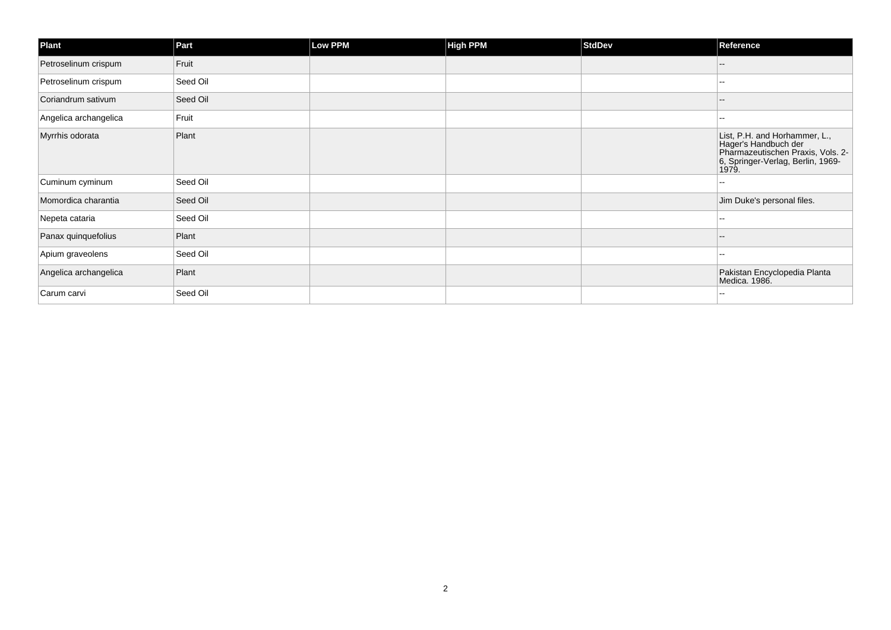| Plant | Part | Low PPM | High PPM | StdDev | Reference |
| --- | --- | --- | --- | --- | --- |
| Petroselinum crispum | Fruit | | | | -- |
| Petroselinum crispum | Seed Oil | | | | -- |
| Coriandrum sativum | Seed Oil | | | | -- |
| Angelica archangelica | Fruit | | | | -- |
| Myrrhis odorata | Plant | | | | List, P.H. and Horhammer, L., Hager's Handbuch der Pharmazeutischen Praxis, Vols. 2-6, Springer-Verlag, Berlin, 1969-1979. |
| Cuminum cyminum | Seed Oil | | | | -- |
| Momordica charantia | Seed Oil | | | | Jim Duke's personal files. |
| Nepeta cataria | Seed Oil | | | | -- |
| Panax quinquefolius | Plant | | | | -- |
| Apium graveolens | Seed Oil | | | | -- |
| Angelica archangelica | Plant | | | | Pakistan Encyclopedia Planta Medica. 1986. |
| Carum carvi | Seed Oil | | | | -- |